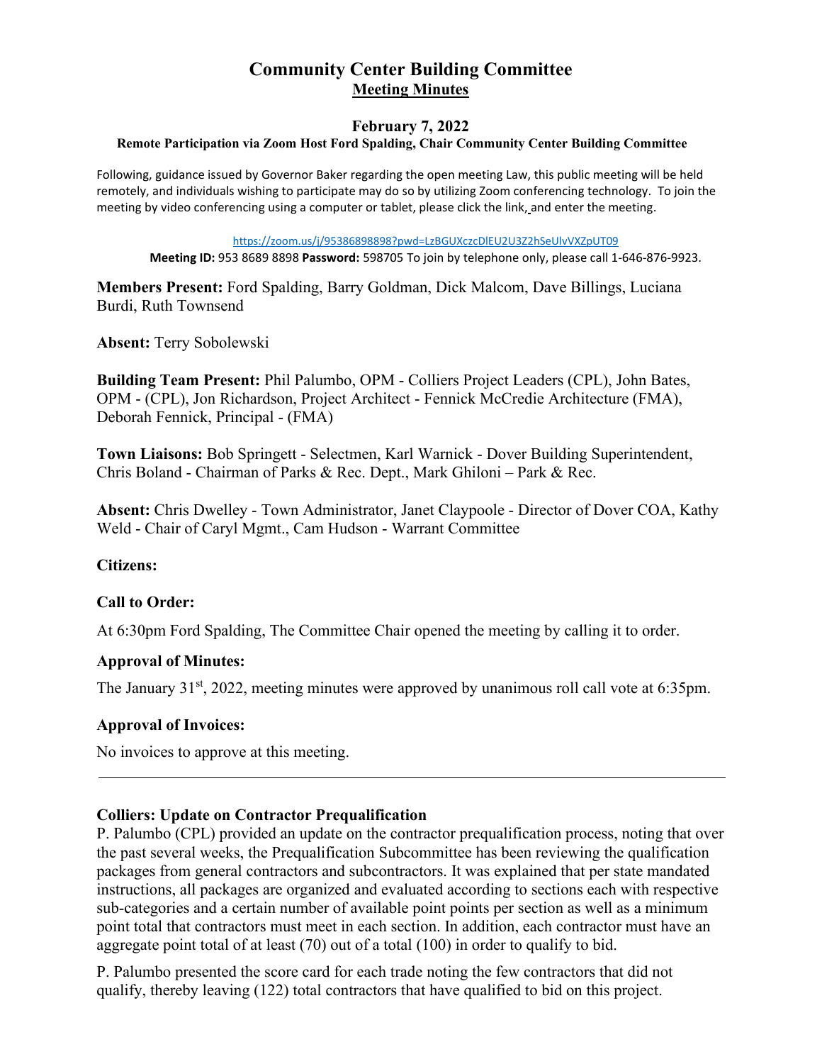# Community Center Building Committee

## Meeting Minutes

### February 7, 2022

**Remote Participation via Zoom Host Ford Spalding, Chair Community Center Building Committee**

Following, guidance issued by Governor Baker regarding the open meeting Law, this public meeting will be held remotely, and individuals wishing to participate may do so by utilizing Zoom conferencing technology. To join the meeting by video conferencing using a computer or tablet, please click the link, and enter the meeting.

https://zoom.us/j/95386898898?pwd=LzBGUXczcDlEU2U3Z2hSeUlvVXZpUT09

**Meeting ID:** 953 8689 8898 **Password:** 598705 To join by telephone only, please call 1-646-876-9923.

**Members Present:** Ford Spalding, Barry Goldman, Dick Malcom, Dave Billings, Luciana Burdi, Ruth Townsend

**Absent:** Terry Sobolewski

**Building Team Present:** Phil Palumbo, OPM - Colliers Project Leaders (CPL), John Bates, OPM - (CPL), Jon Richardson, Project Architect - Fennick McCredie Architecture (FMA), Deborah Fennick, Principal - (FMA)

**Town Liaisons:** Bob Springett - Selectmen, Karl Warnick - Dover Building Superintendent, Chris Boland - Chairman of Parks & Rec. Dept., Mark Ghiloni – Park & Rec.

**Absent:** Chris Dwelley - Town Administrator, Janet Claypoole - Director of Dover COA, Kathy Weld - Chair of Caryl Mgmt., Cam Hudson - Warrant Committee

**Citizens:**

**Call to Order:**

At 6:30pm Ford Spalding, The Committee Chair opened the meeting by calling it to order.

**Approval of Minutes:**

The January 31st, 2022, meeting minutes were approved by unanimous roll call vote at 6:35pm.

**Approval of Invoices:**

No invoices to approve at this meeting.

---

**Colliers: Update on Contractor Prequalification**

P. Palumbo (CPL) provided an update on the contractor prequalification process, noting that over the past several weeks, the Prequalification Subcommittee has been reviewing the qualification packages from general contractors and subcontractors. It was explained that per state mandated instructions, all packages are organized and evaluated according to sections each with respective sub-categories and a certain number of available point points per section as well as a minimum point total that contractors must meet in each section. In addition, each contractor must have an aggregate point total of at least (70) out of a total (100) in order to qualify to bid.

P. Palumbo presented the score card for each trade noting the few contractors that did not qualify, thereby leaving (122) total contractors that have qualified to bid on this project.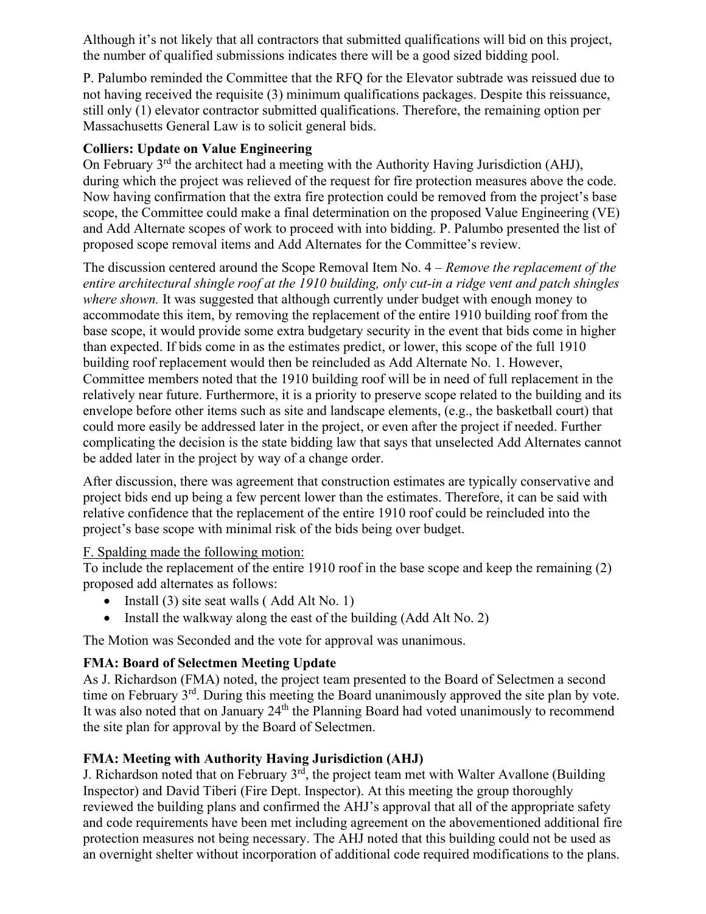Although it's not likely that all contractors that submitted qualifications will bid on this project, the number of qualified submissions indicates there will be a good sized bidding pool.

P. Palumbo reminded the Committee that the RFQ for the Elevator subtrade was reissued due to not having received the requisite (3) minimum qualifications packages. Despite this reissuance, still only (1) elevator contractor submitted qualifications. Therefore, the remaining option per Massachusetts General Law is to solicit general bids.

**Colliers: Update on Value Engineering**

On February 3rd the architect had a meeting with the Authority Having Jurisdiction (AHJ), during which the project was relieved of the request for fire protection measures above the code. Now having confirmation that the extra fire protection could be removed from the project's base scope, the Committee could make a final determination on the proposed Value Engineering (VE) and Add Alternate scopes of work to proceed with into bidding. P. Palumbo presented the list of proposed scope removal items and Add Alternates for the Committee's review.

The discussion centered around the Scope Removal Item No. 4 – *Remove the replacement of the entire architectural shingle roof at the 1910 building, only cut-in a ridge vent and patch shingles where shown.* It was suggested that although currently under budget with enough money to accommodate this item, by removing the replacement of the entire 1910 building roof from the base scope, it would provide some extra budgetary security in the event that bids come in higher than expected. If bids come in as the estimates predict, or lower, this scope of the full 1910 building roof replacement would then be reincluded as Add Alternate No. 1. However, Committee members noted that the 1910 building roof will be in need of full replacement in the relatively near future. Furthermore, it is a priority to preserve scope related to the building and its envelope before other items such as site and landscape elements, (e.g., the basketball court) that could more easily be addressed later in the project, or even after the project if needed. Further complicating the decision is the state bidding law that says that unselected Add Alternates cannot be added later in the project by way of a change order.

After discussion, there was agreement that construction estimates are typically conservative and project bids end up being a few percent lower than the estimates. Therefore, it can be said with relative confidence that the replacement of the entire 1910 roof could be reincluded into the project's base scope with minimal risk of the bids being over budget.

<u>F. Spalding made the following motion:</u>

To include the replacement of the entire 1910 roof in the base scope and keep the remaining (2) proposed add alternates as follows:

- Install (3) site seat walls ( Add Alt No. 1)
- Install the walkway along the east of the building (Add Alt No. 2)

The Motion was Seconded and the vote for approval was unanimous.

**FMA: Board of Selectmen Meeting Update**

As J. Richardson (FMA) noted, the project team presented to the Board of Selectmen a second time on February 3rd. During this meeting the Board unanimously approved the site plan by vote. It was also noted that on January 24th the Planning Board had voted unanimously to recommend the site plan for approval by the Board of Selectmen.

**FMA: Meeting with Authority Having Jurisdiction (AHJ)**

J. Richardson noted that on February 3rd, the project team met with Walter Avallone (Building Inspector) and David Tiberi (Fire Dept. Inspector). At this meeting the group thoroughly reviewed the building plans and confirmed the AHJ's approval that all of the appropriate safety and code requirements have been met including agreement on the abovementioned additional fire protection measures not being necessary. The AHJ noted that this building could not be used as an overnight shelter without incorporation of additional code required modifications to the plans.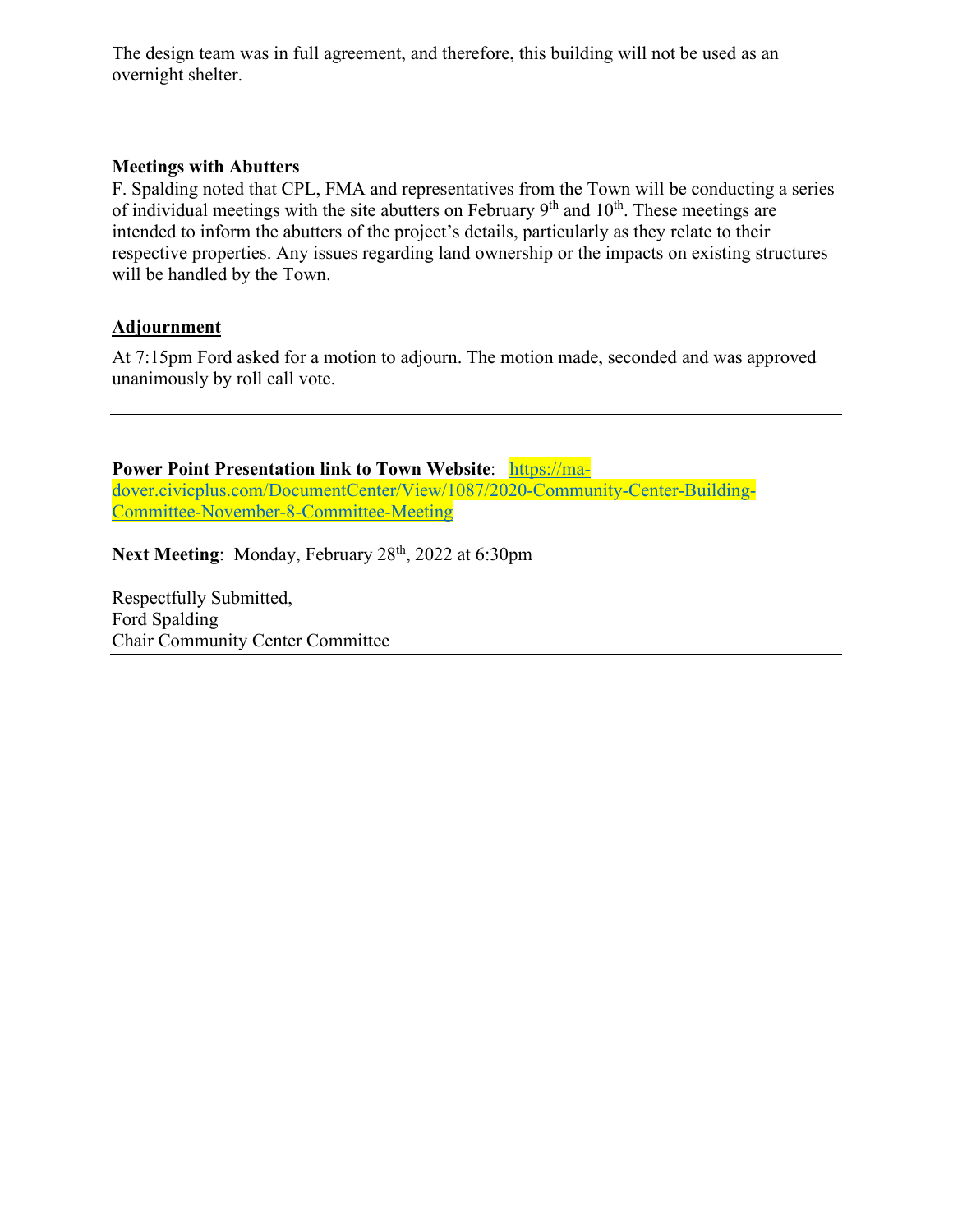The design team was in full agreement, and therefore, this building will not be used as an overnight shelter.

**Meetings with Abutters**

F. Spalding noted that CPL, FMA and representatives from the Town will be conducting a series of individual meetings with the site abutters on February 9th and 10th. These meetings are intended to inform the abutters of the project's details, particularly as they relate to their respective properties. Any issues regarding land ownership or the impacts on existing structures will be handled by the Town.

---

**Adjournment**

At 7:15pm Ford asked for a motion to adjourn. The motion made, seconded and was approved unanimously by roll call vote.

---

**Power Point Presentation link to Town Website**: https://ma-dover.civicplus.com/DocumentCenter/View/1087/2020-Community-Center-Building-Committee-November-8-Committee-Meeting

**Next Meeting**: Monday, February 28th, 2022 at 6:30pm

Respectfully Submitted,
Ford Spalding
Chair Community Center Committee

---